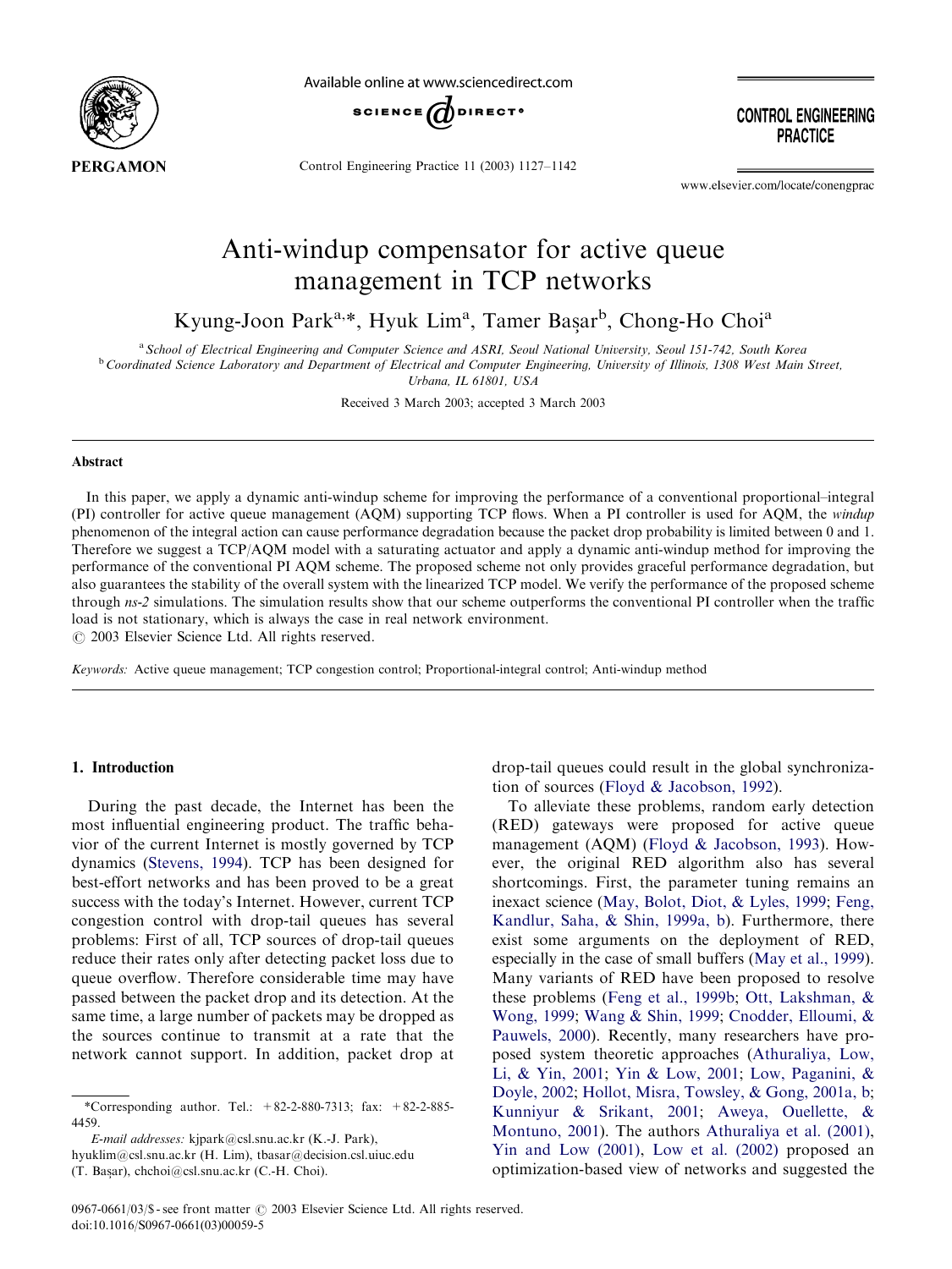# Anti-windup compensator for active queue management in TCP networks

Kyung-Joon Park[a,*], Hyuk Lim[a], Tamer Başar[b], Chong-Ho Choi[a]

[a] School of Electrical Engineering and Computer Science and ASRI, Seoul National University, Seoul 151-742, South Korea

[b] Coordinated Science Laboratory and Department of Electrical and Computer Engineering, University of Illinois, 1308 West Main Street, Urbana, IL 61801, USA

Received 3 March 2003; accepted 3 March 2003

## Abstract

In this paper, we apply a dynamic anti-windup scheme for improving the performance of a conventional proportional–integral (PI) controller for active queue management (AQM) supporting TCP flows. When a PI controller is used for AQM, the *windup* phenomenon of the integral action can cause performance degradation because the packet drop probability is limited between 0 and 1. Therefore we suggest a TCP/AQM model with a saturating actuator and apply a dynamic anti-windup method for improving the performance of the conventional PI AQM scheme. The proposed scheme not only provides graceful performance degradation, but also guarantees the stability of the overall system with the linearized TCP model. We verify the performance of the proposed scheme through *ns-2* simulations. The simulation results show that our scheme outperforms the conventional PI controller when the traffic load is not stationary, which is always the case in real network environment.

© 2003 Elsevier Science Ltd. All rights reserved.

*Keywords:* Active queue management; TCP congestion control; Proportional-integral control; Anti-windup method

## 1. Introduction

During the past decade, the Internet has been the most influential engineering product. The traffic behavior of the current Internet is mostly governed by TCP dynamics (Stevens, 1994). TCP has been designed for best-effort networks and has been proved to be a great success with the today's Internet. However, current TCP congestion control with drop-tail queues has several problems: First of all, TCP sources of drop-tail queues reduce their rates only after detecting packet loss due to queue overflow. Therefore considerable time may have passed between the packet drop and its detection. At the same time, a large number of packets may be dropped as the sources continue to transmit at a rate that the network cannot support. In addition, packet drop at drop-tail queues could result in the global synchronization of sources (Floyd & Jacobson, 1992).

To alleviate these problems, random early detection (RED) gateways were proposed for active queue management (AQM) (Floyd & Jacobson, 1993). However, the original RED algorithm also has several shortcomings. First, the parameter tuning remains an inexact science (May, Bolot, Diot, & Lyles, 1999; Feng, Kandlur, Saha, & Shin, 1999a, b). Furthermore, there exist some arguments on the deployment of RED, especially in the case of small buffers (May et al., 1999). Many variants of RED have been proposed to resolve these problems (Feng et al., 1999b; Ott, Lakshman, & Wong, 1999; Wang & Shin, 1999; Cnodder, Elloumi, & Pauwels, 2000). Recently, many researchers have proposed system theoretic approaches (Athuraliya, Low, Li, & Yin, 2001; Yin & Low, 2001; Low, Paganini, & Doyle, 2002; Hollot, Misra, Towsley, & Gong, 2001a, b; Kunniyur & Srikant, 2001; Aweya, Ouellette, & Montuno, 2001). The authors Athuraliya et al. (2001), Yin and Low (2001), Low et al. (2002) proposed an optimization-based view of networks and suggested the

*Corresponding author. Tel.: +82-2-880-7313; fax: +82-2-885-4459.

*E-mail addresses:* kjpark@csl.snu.ac.kr (K.-J. Park), hyuklim@csl.snu.ac.kr (H. Lim), tbasar@decision.csl.uiuc.edu (T. Başar), chchoi@csl.snu.ac.kr (C.-H. Choi).

0967-0661/03/$ - see front matter © 2003 Elsevier Science Ltd. All rights reserved.
doi:10.1016/S0967-0661(03)00059-5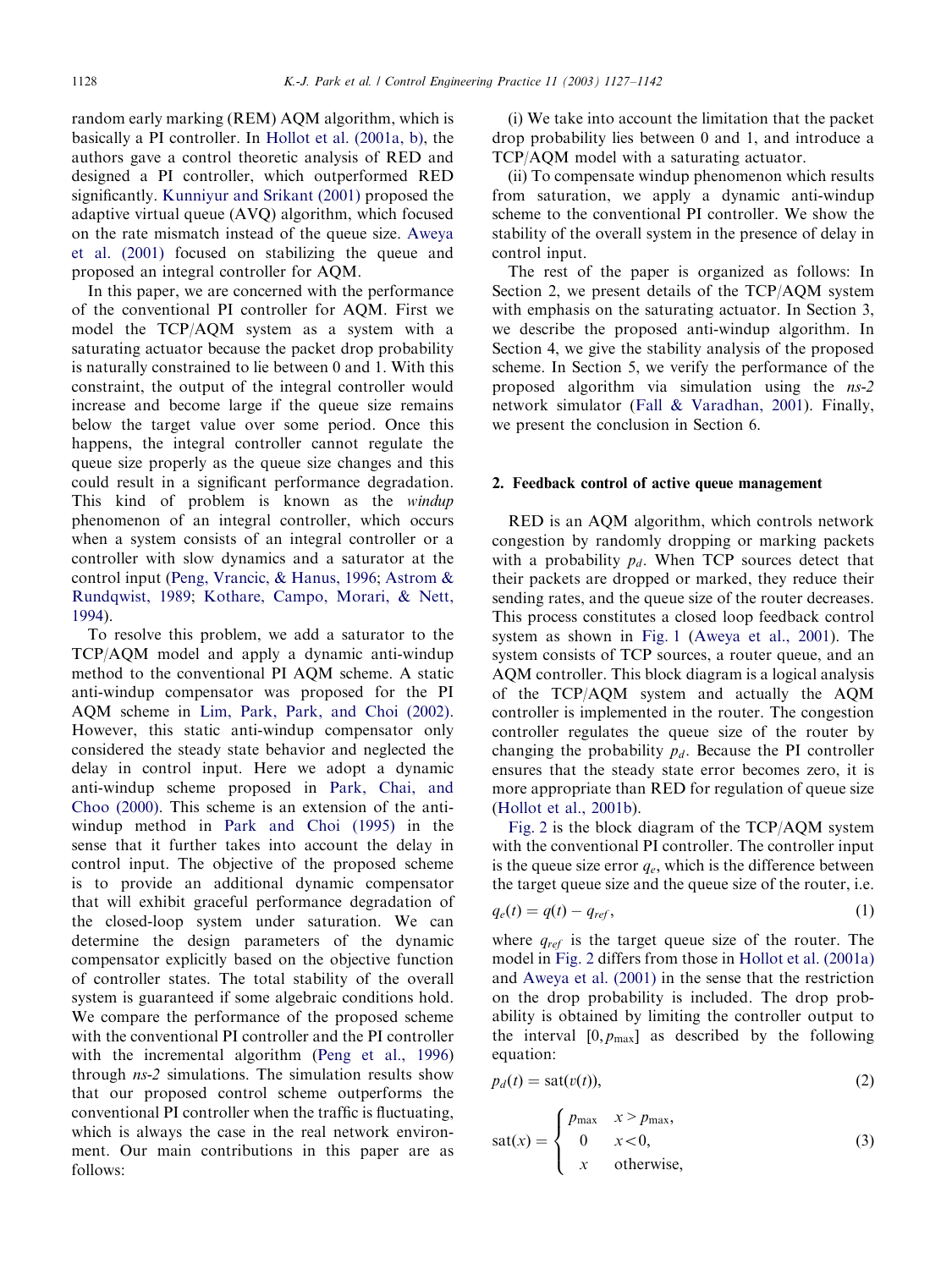random early marking (REM) AQM algorithm, which is basically a PI controller. In Hollot et al. (2001a, b), the authors gave a control theoretic analysis of RED and designed a PI controller, which outperformed RED significantly. Kunniyur and Srikant (2001) proposed the adaptive virtual queue (AVQ) algorithm, which focused on the rate mismatch instead of the queue size. Aweya et al. (2001) focused on stabilizing the queue and proposed an integral controller for AQM.

In this paper, we are concerned with the performance of the conventional PI controller for AQM. First we model the TCP/AQM system as a system with a saturating actuator because the packet drop probability is naturally constrained to lie between 0 and 1. With this constraint, the output of the integral controller would increase and become large if the queue size remains below the target value over some period. Once this happens, the integral controller cannot regulate the queue size properly as the queue size changes and this could result in a significant performance degradation. This kind of problem is known as the *windup* phenomenon of an integral controller, which occurs when a system consists of an integral controller or a controller with slow dynamics and a saturator at the control input (Peng, Vrancic, & Hanus, 1996; Astrom & Rundqwist, 1989; Kothare, Campo, Morari, & Nett, 1994).

To resolve this problem, we add a saturator to the TCP/AQM model and apply a dynamic anti-windup method to the conventional PI AQM scheme. A static anti-windup compensator was proposed for the PI AQM scheme in Lim, Park, Park, and Choi (2002). However, this static anti-windup compensator only considered the steady state behavior and neglected the delay in control input. Here we adopt a dynamic anti-windup scheme proposed in Park, Chai, and Choo (2000). This scheme is an extension of the anti-windup method in Park and Choi (1995) in the sense that it further takes into account the delay in control input. The objective of the proposed scheme is to provide an additional dynamic compensator that will exhibit graceful performance degradation of the closed-loop system under saturation. We can determine the design parameters of the dynamic compensator explicitly based on the objective function of controller states. The total stability of the overall system is guaranteed if some algebraic conditions hold. We compare the performance of the proposed scheme with the conventional PI controller and the PI controller with the incremental algorithm (Peng et al., 1996) through *ns-2* simulations. The simulation results show that our proposed control scheme outperforms the conventional PI controller when the traffic is fluctuating, which is always the case in the real network environment. Our main contributions in this paper are as follows:

(i) We take into account the limitation that the packet drop probability lies between 0 and 1, and introduce a TCP/AQM model with a saturating actuator.

(ii) To compensate windup phenomenon which results from saturation, we apply a dynamic anti-windup scheme to the conventional PI controller. We show the stability of the overall system in the presence of delay in control input.

The rest of the paper is organized as follows: In Section 2, we present details of the TCP/AQM system with emphasis on the saturating actuator. In Section 3, we describe the proposed anti-windup algorithm. In Section 4, we give the stability analysis of the proposed scheme. In Section 5, we verify the performance of the proposed algorithm via simulation using the *ns-2* network simulator (Fall & Varadhan, 2001). Finally, we present the conclusion in Section 6.

## 2. Feedback control of active queue management

RED is an AQM algorithm, which controls network congestion by randomly dropping or marking packets with a probability $p_d$. When TCP sources detect that their packets are dropped or marked, they reduce their sending rates, and the queue size of the router decreases. This process constitutes a closed loop feedback control system as shown in Fig. 1 (Aweya et al., 2001). The system consists of TCP sources, a router queue, and an AQM controller. This block diagram is a logical analysis of the TCP/AQM system and actually the AQM controller is implemented in the router. The congestion controller regulates the queue size of the router by changing the probability $p_d$. Because the PI controller ensures that the steady state error becomes zero, it is more appropriate than RED for regulation of queue size (Hollot et al., 2001b).

Fig. 2 is the block diagram of the TCP/AQM system with the conventional PI controller. The controller input is the queue size error $q_e$, which is the difference between the target queue size and the queue size of the router, i.e.

$$q_e(t) = q(t) - q_{ref}, \tag{1}$$

where $q_{ref}$ is the target queue size of the router. The model in Fig. 2 differs from those in Hollot et al. (2001a) and Aweya et al. (2001) in the sense that the restriction on the drop probability is included. The drop probability is obtained by limiting the controller output to the interval $[0, p_{\max}]$ as described by the following equation:

$$p_d(t) = \mathrm{sat}(v(t)), \tag{2}$$

$$\mathrm{sat}(x) = \begin{cases} p_{\max} & x > p_{\max}, \\ 0 & x < 0, \\ x & \text{otherwise}, \end{cases} \tag{3}$$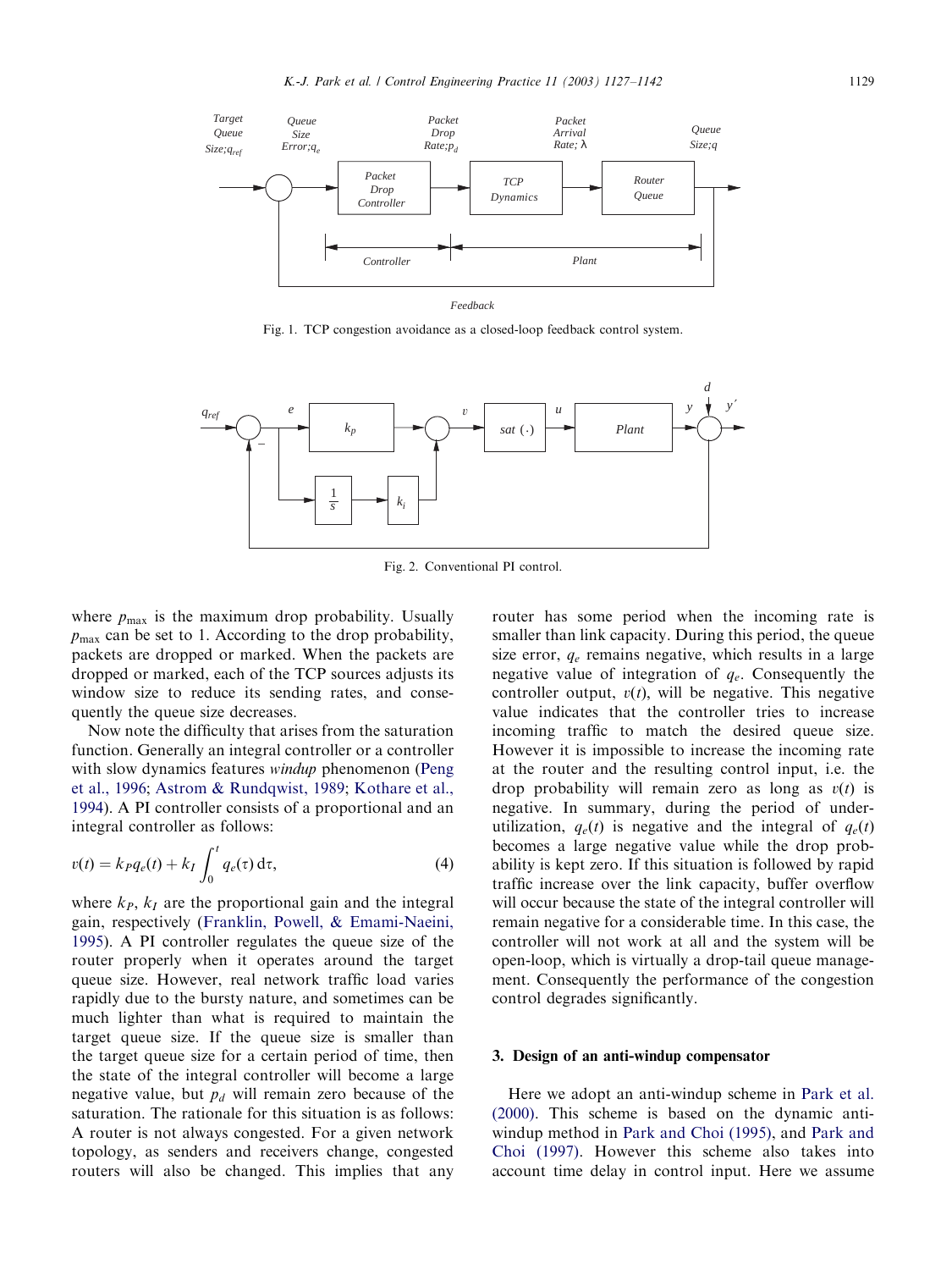Fig. 1. TCP congestion avoidance as a closed-loop feedback control system.

Fig. 2. Conventional PI control.

where $p_{\max}$ is the maximum drop probability. Usually $p_{\max}$ can be set to 1. According to the drop probability, packets are dropped or marked. When the packets are dropped or marked, each of the TCP sources adjusts its window size to reduce its sending rates, and consequently the queue size decreases.

Now note the difficulty that arises from the saturation function. Generally an integral controller or a controller with slow dynamics features *windup* phenomenon (Peng et al., 1996; Astrom & Rundqwist, 1989; Kothare et al., 1994). A PI controller consists of a proportional and an integral controller as follows:

$$v(t) = k_P q_e(t) + k_I \int_0^t q_e(\tau)\,\mathrm{d}\tau, \tag{4}$$

where $k_P$, $k_I$ are the proportional gain and the integral gain, respectively (Franklin, Powell, & Emami-Naeini, 1995). A PI controller regulates the queue size of the router properly when it operates around the target queue size. However, real network traffic load varies rapidly due to the bursty nature, and sometimes can be much lighter than what is required to maintain the target queue size. If the queue size is smaller than the target queue size for a certain period of time, then the state of the integral controller will become a large negative value, but $p_d$ will remain zero because of the saturation. The rationale for this situation is as follows: A router is not always congested. For a given network topology, as senders and receivers change, congested routers will also be changed. This implies that any router has some period when the incoming rate is smaller than link capacity. During this period, the queue size error, $q_e$ remains negative, which results in a large negative value of integration of $q_e$. Consequently the controller output, $v(t)$, will be negative. This negative value indicates that the controller tries to increase incoming traffic to match the desired queue size. However it is impossible to increase the incoming rate at the router and the resulting control input, i.e. the drop probability will remain zero as long as $v(t)$ is negative. In summary, during the period of underutilization, $q_e(t)$ is negative and the integral of $q_e(t)$ becomes a large negative value while the drop probability is kept zero. If this situation is followed by rapid traffic increase over the link capacity, buffer overflow will occur because the state of the integral controller will remain negative for a considerable time. In this case, the controller will not work at all and the system will be open-loop, which is virtually a drop-tail queue management. Consequently the performance of the congestion control degrades significantly.

## 3. Design of an anti-windup compensator

Here we adopt an anti-windup scheme in Park et al. (2000). This scheme is based on the dynamic anti-windup method in Park and Choi (1995), and Park and Choi (1997). However this scheme also takes into account time delay in control input. Here we assume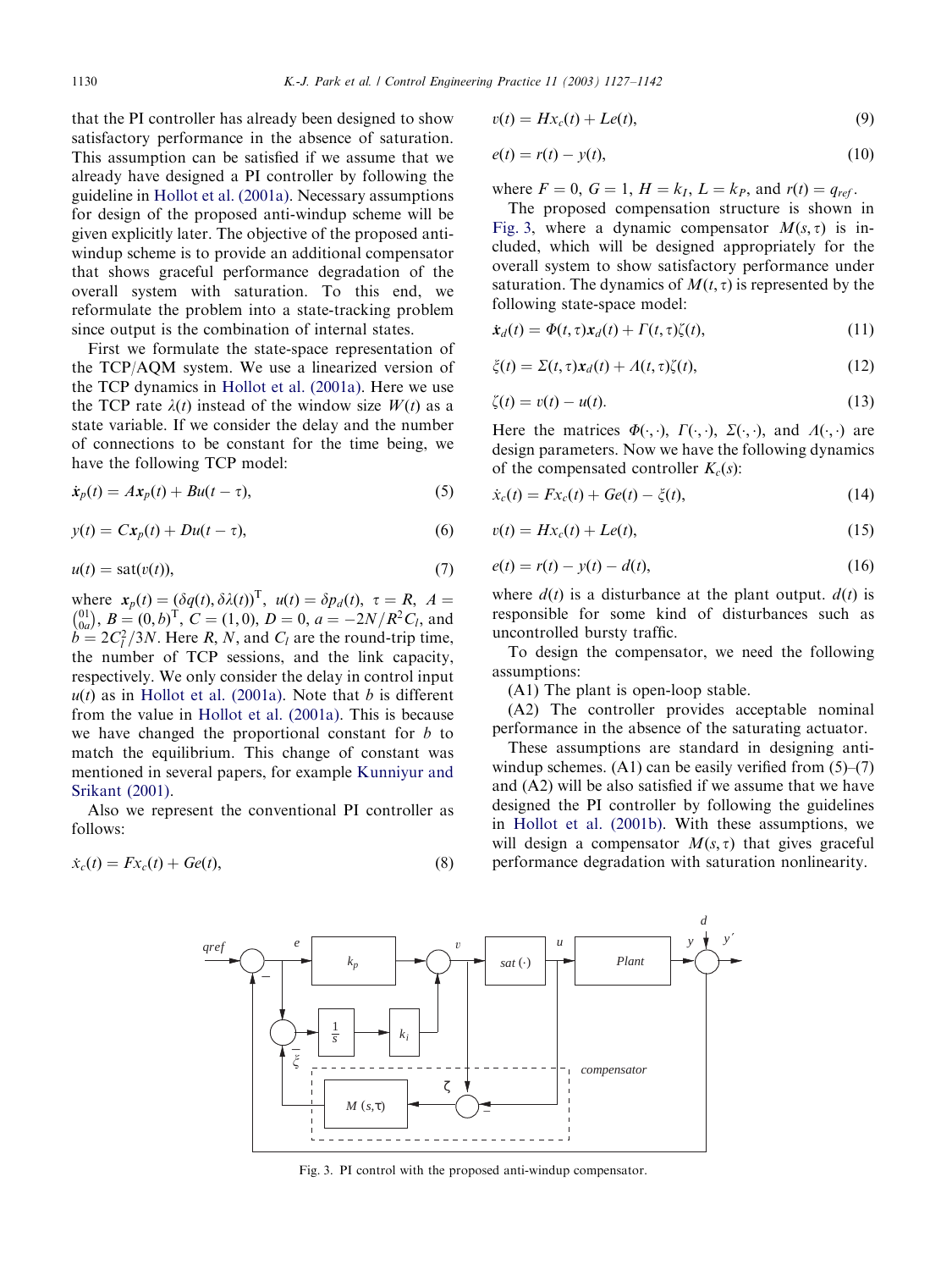that the PI controller has already been designed to show satisfactory performance in the absence of saturation. This assumption can be satisfied if we assume that we already have designed a PI controller by following the guideline in Hollot et al. (2001a). Necessary assumptions for design of the proposed anti-windup scheme will be given explicitly later. The objective of the proposed anti-windup scheme is to provide an additional compensator that shows graceful performance degradation of the overall system with saturation. To this end, we reformulate the problem into a state-tracking problem since output is the combination of internal states.

First we formulate the state-space representation of the TCP/AQM system. We use a linearized version of the TCP dynamics in Hollot et al. (2001a). Here we use the TCP rate $\lambda(t)$ instead of the window size $W(t)$ as a state variable. If we consider the delay and the number of connections to be constant for the time being, we have the following TCP model:

$$\dot{\boldsymbol{x}}_p(t) = A\boldsymbol{x}_p(t) + Bu(t-\tau), \tag{5}$$

$$y(t) = C\boldsymbol{x}_p(t) + Du(t-\tau), \tag{6}$$

$$u(t) = \text{sat}(v(t)), \tag{7}$$

where $\boldsymbol{x}_p(t) = (\delta q(t), \delta\lambda(t))^{\text{T}}$, $u(t) = \delta p_d(t)$, $\tau = R$, $A = \binom{0\,1}{0\,a}$, $B = (0, b)^{\text{T}}$, $C = (1, 0)$, $D = 0$, $a = -2N/R^2C_l$, and $b = 2C_l^2/3N$. Here $R$, $N$, and $C_l$ are the round-trip time, the number of TCP sessions, and the link capacity, respectively. We only consider the delay in control input $u(t)$ as in Hollot et al. (2001a). Note that $b$ is different from the value in Hollot et al. (2001a). This is because we have changed the proportional constant for $b$ to match the equilibrium. This change of constant was mentioned in several papers, for example Kunniyur and Srikant (2001).

Also we represent the conventional PI controller as follows:

$$\dot{x}_c(t) = Fx_c(t) + Ge(t), \tag{8}$$

$$v(t) = Hx_c(t) + Le(t), \tag{9}$$

$$e(t) = r(t) - y(t), \tag{10}$$

where $F = 0$, $G = 1$, $H = k_I$, $L = k_P$, and $r(t) = q_{ref}$.

The proposed compensation structure is shown in Fig. 3, where a dynamic compensator $M(s, \tau)$ is included, which will be designed appropriately for the overall system to show satisfactory performance under saturation. The dynamics of $M(t, \tau)$ is represented by the following state-space model:

$$\dot{\boldsymbol{x}}_d(t) = \Phi(t, \tau)\boldsymbol{x}_d(t) + \Gamma(t, \tau)\zeta(t), \tag{11}$$

$$\xi(t) = \Sigma(t, \tau)\boldsymbol{x}_d(t) + \Lambda(t, \tau)\zeta(t), \tag{12}$$

$$\zeta(t) = v(t) - u(t). \tag{13}$$

Here the matrices $\Phi(\cdot,\cdot)$, $\Gamma(\cdot,\cdot)$, $\Sigma(\cdot,\cdot)$, and $\Lambda(\cdot,\cdot)$ are design parameters. Now we have the following dynamics of the compensated controller $K_c(s)$:

$$\dot{x}_c(t) = Fx_c(t) + Ge(t) - \xi(t), \tag{14}$$

$$v(t) = Hx_c(t) + Le(t), \tag{15}$$

$$e(t) = r(t) - y(t) - d(t), \tag{16}$$

where $d(t)$ is a disturbance at the plant output. $d(t)$ is responsible for some kind of disturbances such as uncontrolled bursty traffic.

To design the compensator, we need the following assumptions:

(A1) The plant is open-loop stable.

(A2) The controller provides acceptable nominal performance in the absence of the saturating actuator.

These assumptions are standard in designing anti-windup schemes. (A1) can be easily verified from (5)–(7) and (A2) will be also satisfied if we assume that we have designed the PI controller by following the guidelines in Hollot et al. (2001b). With these assumptions, we will design a compensator $M(s, \tau)$ that gives graceful performance degradation with saturation nonlinearity.

Fig. 3. PI control with the proposed anti-windup compensator.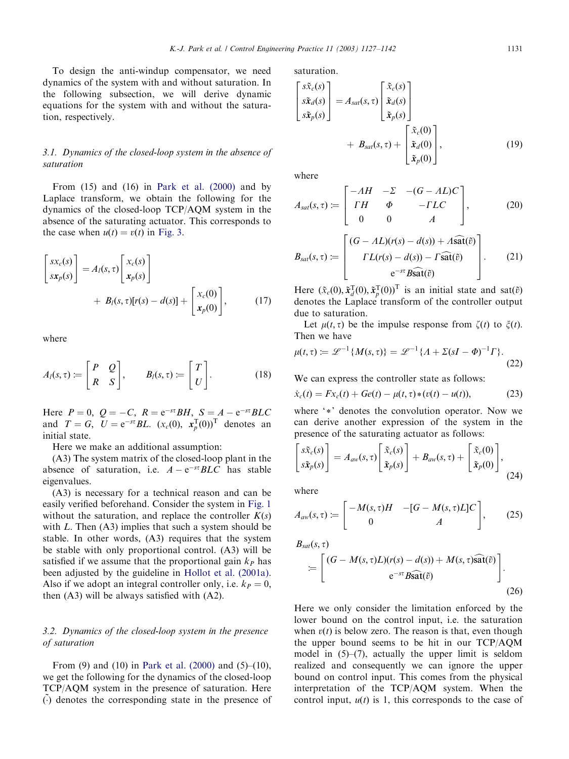To design the anti-windup compensator, we need dynamics of the system with and without saturation. In the following subsection, we will derive dynamic equations for the system with and without the saturation, respectively.

### 3.1. Dynamics of the closed-loop system in the absence of saturation

From (15) and (16) in Park et al. (2000) and by Laplace transform, we obtain the following for the dynamics of the closed-loop TCP/AQM system in the absence of the saturating actuator. This corresponds to the case when $u(t) = v(t)$ in Fig. 3.

$$\begin{bmatrix} sx_c(s) \\ s\mathbf{x}_p(s) \end{bmatrix} = A_l(s,\tau)\begin{bmatrix} x_c(s) \\ \mathbf{x}_p(s) \end{bmatrix} + B_l(s,\tau)[r(s) - d(s)] + \begin{bmatrix} x_c(0) \\ \mathbf{x}_p(0) \end{bmatrix}, \tag{17}$$

where

$$A_l(s,\tau) := \begin{bmatrix} P & Q \\ R & S \end{bmatrix}, \qquad B_l(s,\tau) := \begin{bmatrix} T \\ U \end{bmatrix}. \tag{18}$$

Here $P = 0$, $Q = -C$, $R = e^{-s\tau}BH$, $S = A - e^{-s\tau}BLC$ and $T = G$, $U = e^{-s\tau}BL$. $(x_c(0),\ \mathbf{x}_p^{\mathrm{T}}(0))^{\mathrm{T}}$ denotes an initial state.

Here we make an additional assumption:

(A3) The system matrix of the closed-loop plant in the absence of saturation, i.e. $A - e^{-s\tau}BLC$ has stable eigenvalues.

(A3) is necessary for a technical reason and can be easily verified beforehand. Consider the system in Fig. 1 without the saturation, and replace the controller $K(s)$ with $L$. Then (A3) implies that such a system should be stable. In other words, (A3) requires that the system be stable with only proportional control. (A3) will be satisfied if we assume that the proportional gain $k_P$ has been adjusted by the guideline in Hollot et al. (2001a). Also if we adopt an integral controller only, i.e. $k_P = 0$, then (A3) will be always satisfied with (A2).

### 3.2. Dynamics of the closed-loop system in the presence of saturation

From (9) and (10) in Park et al. (2000) and (5)–(10), we get the following for the dynamics of the closed-loop TCP/AQM system in the presence of saturation. Here $\tilde{(\cdot)}$ denotes the corresponding state in the presence of saturation.

$$\begin{bmatrix} s\tilde{x}_c(s) \\ s\tilde{\mathbf{x}}_d(s) \\ s\tilde{\mathbf{x}}_p(s) \end{bmatrix} = A_{sat}(s,\tau)\begin{bmatrix} \tilde{x}_c(s) \\ \tilde{\mathbf{x}}_d(s) \\ \tilde{\mathbf{x}}_p(s) \end{bmatrix} + B_{sat}(s,\tau) + \begin{bmatrix} \tilde{x}_c(0) \\ \tilde{\mathbf{x}}_d(0) \\ \tilde{\mathbf{x}}_p(0) \end{bmatrix}, \tag{19}$$

where

$$A_{sat}(s,\tau) := \begin{bmatrix} -\Lambda H & -\Sigma & -(G - \Lambda L)C \\ \Gamma H & \Phi & -\Gamma LC \\ 0 & 0 & A \end{bmatrix}, \tag{20}$$

$$B_{sat}(s,\tau) := \begin{bmatrix} (G - \Lambda L)(r(s) - d(s)) + \Lambda\widehat{\mathrm{sat}}(\tilde{v}) \\ \Gamma L(r(s) - d(s)) - \Gamma\widehat{\mathrm{sat}}(\tilde{v}) \\ e^{-s\tau}B\widehat{\mathrm{sat}}(\tilde{v}) \end{bmatrix}. \tag{21}$$

Here $(\tilde{x}_c(0), \tilde{\mathbf{x}}_d^{\mathrm{T}}(0), \tilde{\mathbf{x}}_p^{\mathrm{T}}(0))^{\mathrm{T}}$ is an initial state and $\widehat{\mathrm{sat}}(\tilde{v})$ denotes the Laplace transform of the controller output due to saturation.

Let $\mu(t,\tau)$ be the impulse response from $\zeta(t)$ to $\xi(t)$. Then we have

$$\mu(t,\tau) := \mathscr{L}^{-1}\{M(s,\tau)\} = \mathscr{L}^{-1}\{\Lambda + \Sigma(sI - \Phi)^{-1}\Gamma\}. \tag{22}$$

We can express the controller state as follows:

$$\dot{x}_c(t) = Fx_c(t) + Ge(t) - \mu(t,\tau) * (v(t) - u(t)), \tag{23}$$

where '$*$' denotes the convolution operator. Now we can derive another expression of the system in the presence of the saturating actuator as follows:

$$\begin{bmatrix} s\tilde{x}_c(s) \\ s\tilde{\mathbf{x}}_p(s) \end{bmatrix} = A_{aw}(s,\tau)\begin{bmatrix} \tilde{x}_c(s) \\ \tilde{\mathbf{x}}_p(s) \end{bmatrix} + B_{aw}(s,\tau) + \begin{bmatrix} \tilde{x}_c(0) \\ \tilde{\mathbf{x}}_p(0) \end{bmatrix}, \tag{24}$$

where

$$A_{aw}(s,\tau) := \begin{bmatrix} -M(s,\tau)H & -[G - M(s,\tau)L]C \\ 0 & A \end{bmatrix}, \tag{25}$$

$$B_{sat}(s,\tau) := \begin{bmatrix} (G - M(s,\tau)L)(r(s) - d(s)) + M(s,\tau)\widehat{\mathrm{sat}}(\tilde{v}) \\ e^{-s\tau}B\widehat{\mathrm{sat}}(\tilde{v}) \end{bmatrix}. \tag{26}$$

Here we only consider the limitation enforced by the lower bound on the control input, i.e. the saturation when $v(t)$ is below zero. The reason is that, even though the upper bound seems to be hit in our TCP/AQM model in (5)–(7), actually the upper limit is seldom realized and consequently we can ignore the upper bound on control input. This comes from the physical interpretation of the TCP/AQM system. When the control input, $u(t)$ is 1, this corresponds to the case of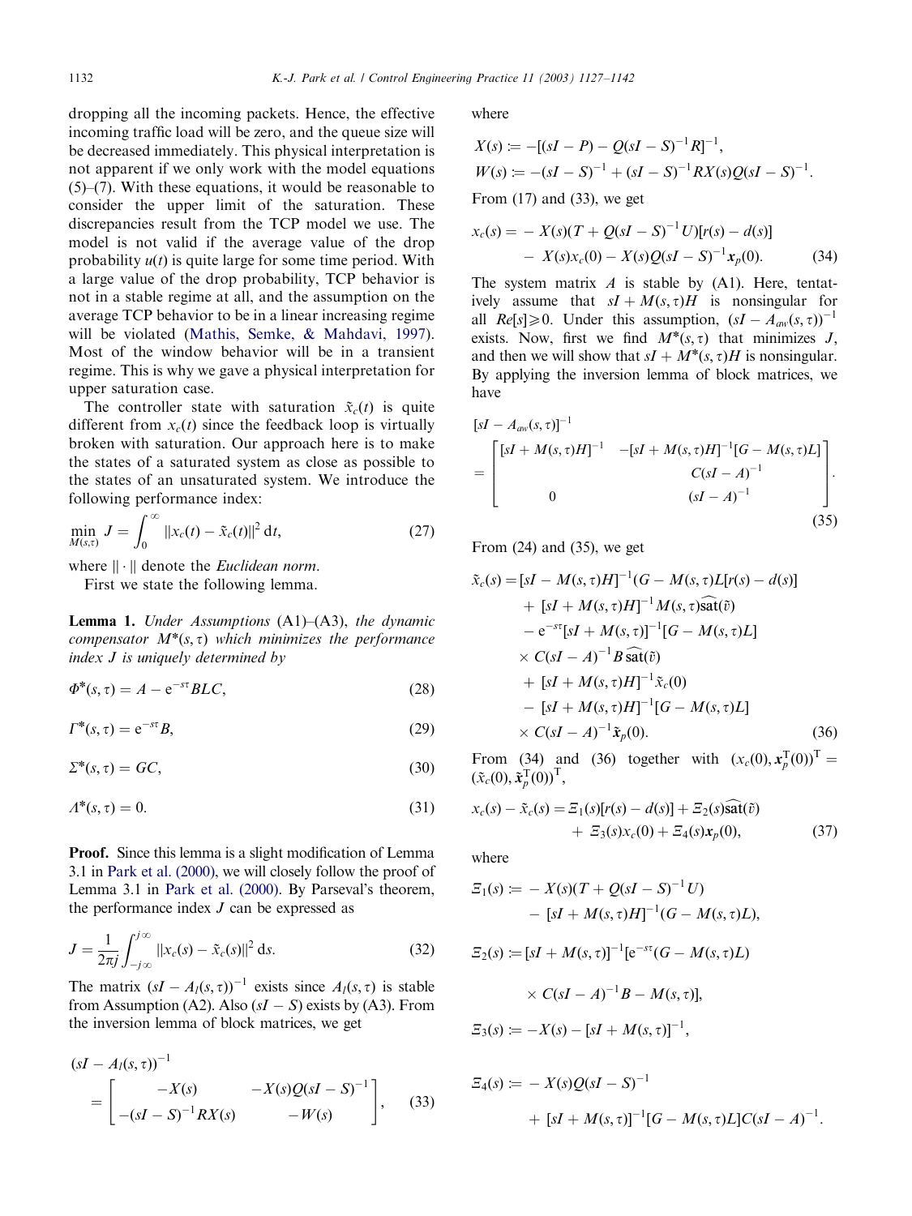dropping all the incoming packets. Hence, the effective incoming traffic load will be zero, and the queue size will be decreased immediately. This physical interpretation is not apparent if we only work with the model equations (5)–(7). With these equations, it would be reasonable to consider the upper limit of the saturation. These discrepancies result from the TCP model we use. The model is not valid if the average value of the drop probability $u(t)$ is quite large for some time period. With a large value of the drop probability, TCP behavior is not in a stable regime at all, and the assumption on the average TCP behavior to be in a linear increasing regime will be violated (Mathis, Semke, & Mahdavi, 1997). Most of the window behavior will be in a transient regime. This is why we gave a physical interpretation for upper saturation case.

The controller state with saturation $\tilde{x}_c(t)$ is quite different from $x_c(t)$ since the feedback loop is virtually broken with saturation. Our approach here is to make the states of a saturated system as close as possible to the states of an unsaturated system. We introduce the following performance index:

$$\min_{M(s,\tau)} J = \int_0^\infty \|x_c(t) - \tilde{x}_c(t)\|^2 \, \mathrm{d}t, \tag{27}$$

where $\|\cdot\|$ denote the *Euclidean norm*.

First we state the following lemma.

**Lemma 1.** *Under Assumptions* (A1)–(A3), *the dynamic compensator* $M^*(s,\tau)$ *which minimizes the performance index* $J$ *is uniquely determined by*

$$\Phi^*(s,\tau) = A - \mathrm{e}^{-s\tau} BLC, \tag{28}$$

$$\Gamma^*(s,\tau) = \mathrm{e}^{-s\tau} B, \tag{29}$$

$$\Sigma^*(s,\tau) = GC, \tag{30}$$

$$\Lambda^*(s,\tau) = 0. \tag{31}$$

**Proof.** Since this lemma is a slight modification of Lemma 3.1 in Park et al. (2000), we will closely follow the proof of Lemma 3.1 in Park et al. (2000). By Parseval's theorem, the performance index $J$ can be expressed as

$$J = \frac{1}{2\pi j} \int_{-j\infty}^{j\infty} \|x_c(s) - \tilde{x}_c(s)\|^2 \, \mathrm{d}s. \tag{32}$$

The matrix $(sI - A_l(s,\tau))^{-1}$ exists since $A_l(s,\tau)$ is stable from Assumption (A2). Also $(sI - S)$ exists by (A3). From the inversion lemma of block matrices, we get

$$(sI - A_l(s,\tau))^{-1} = \begin{bmatrix} -X(s) & -X(s)Q(sI-S)^{-1} \\ -(sI-S)^{-1}RX(s) & -W(s) \end{bmatrix}, \tag{33}$$

where

$$X(s) := -[(sI - P) - Q(sI - S)^{-1}R]^{-1},$$
$$W(s) := -(sI - S)^{-1} + (sI - S)^{-1}RX(s)Q(sI - S)^{-1}.$$

From (17) and (33), we get

$$\begin{aligned} x_c(s) = &- X(s)(T + Q(sI - S)^{-1}U)[r(s) - d(s)] \\ &- X(s)x_c(0) - X(s)Q(sI - S)^{-1}\mathbf{x}_p(0). \end{aligned} \tag{34}$$

The system matrix $A$ is stable by (A1). Here, tentatively assume that $sI + M(s,\tau)H$ is nonsingular for all $Re[s] \geqslant 0$. Under this assumption, $(sI - A_{aw}(s,\tau))^{-1}$ exists. Now, first we find $M^*(s,\tau)$ that minimizes $J$, and then we will show that $sI + M^*(s,\tau)H$ is nonsingular. By applying the inversion lemma of block matrices, we have

$$[sI - A_{aw}(s,\tau)]^{-1} = \begin{bmatrix} [sI + M(s,\tau)H]^{-1} & -[sI + M(s,\tau)H]^{-1}[G - M(s,\tau)L] \\ & C(sI - A)^{-1} \\ 0 & (sI - A)^{-1} \end{bmatrix}. \tag{35}$$

From (24) and (35), we get

$$\begin{aligned} \tilde{x}_c(s) = &[sI - M(s,\tau)H]^{-1}(G - M(s,\tau)L[r(s) - d(s)] \\ &+ [sI + M(s,\tau)H]^{-1}M(s,\tau)\widehat{\mathrm{sat}}(\tilde{v}) \\ &- \mathrm{e}^{-s\tau}[sI + M(s,\tau)]^{-1}[G - M(s,\tau)L] \\ &\times C(sI - A)^{-1}B\,\widehat{\mathrm{sat}}(\tilde{v}) \\ &+ [sI + M(s,\tau)H]^{-1}\tilde{x}_c(0) \\ &- [sI + M(s,\tau)H]^{-1}[G - M(s,\tau)L] \\ &\times C(sI - A)^{-1}\tilde{\mathbf{x}}_p(0). \end{aligned} \tag{36}$$

From (34) and (36) together with $(x_c(0), \mathbf{x}_p^{\mathrm{T}}(0))^{\mathrm{T}} = (\tilde{x}_c(0), \tilde{\mathbf{x}}_p^{\mathrm{T}}(0))^{\mathrm{T}}$,

$$\begin{aligned} x_c(s) - \tilde{x}_c(s) = &\,\Xi_1(s)[r(s) - d(s)] + \Xi_2(s)\widehat{\mathrm{sat}}(\tilde{v}) \\ &+ \Xi_3(s)x_c(0) + \Xi_4(s)\mathbf{x}_p(0), \end{aligned} \tag{37}$$

where

$$\begin{aligned} \Xi_1(s) := &- X(s)(T + Q(sI - S)^{-1}U) \\ &- [sI + M(s,\tau)H]^{-1}(G - M(s,\tau)L), \end{aligned}$$

$$\begin{aligned} \Xi_2(s) := &[sI + M(s,\tau)]^{-1}[\mathrm{e}^{-s\tau}(G - M(s,\tau)L) \\ &\times C(sI - A)^{-1}B - M(s,\tau)], \end{aligned}$$

$$\Xi_3(s) := -X(s) - [sI + M(s,\tau)]^{-1},$$

$$\begin{aligned} \Xi_4(s) := &- X(s)Q(sI - S)^{-1} \\ &+ [sI + M(s,\tau)]^{-1}[G - M(s,\tau)L]C(sI - A)^{-1}. \end{aligned}$$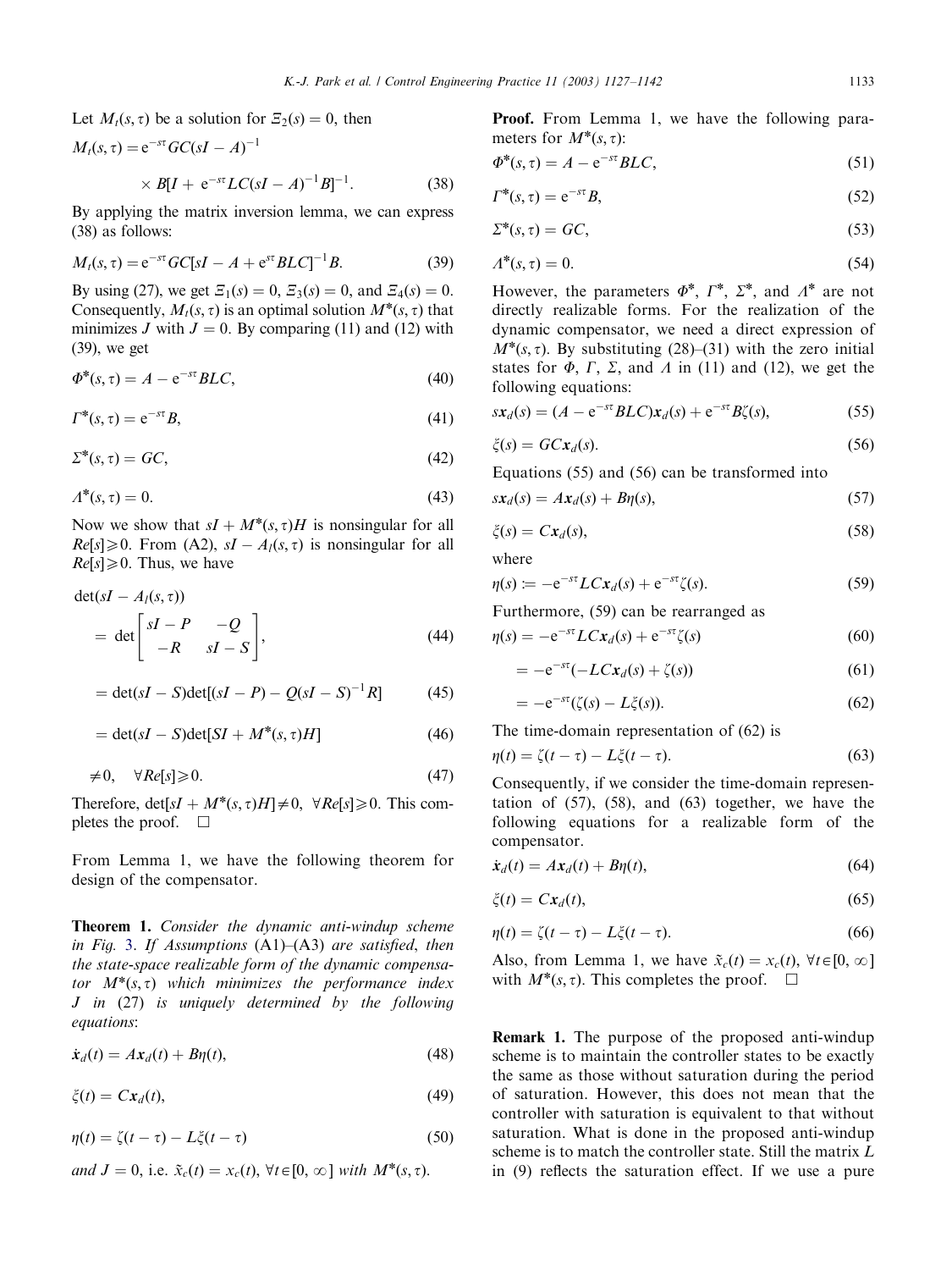Let $M_t(s,\tau)$ be a solution for $\Xi_2(s)=0$, then

$$M_t(s,\tau) = e^{-s\tau}GC(sI-A)^{-1} \times B[I + e^{-s\tau}LC(sI-A)^{-1}B]^{-1}. \quad (38)$$

By applying the matrix inversion lemma, we can express (38) as follows:

$$M_t(s,\tau) = e^{-s\tau}GC[sI - A + e^{s\tau}BLC]^{-1}B. \quad (39)$$

By using (27), we get $\Xi_1(s)=0$, $\Xi_3(s)=0$, and $\Xi_4(s)=0$. Consequently, $M_t(s,\tau)$ is an optimal solution $M^*(s,\tau)$ that minimizes $J$ with $J=0$. By comparing (11) and (12) with (39), we get

$$\Phi^*(s,\tau) = A - e^{-s\tau}BLC, \quad (40)$$

$$\Gamma^*(s,\tau) = e^{-s\tau}B, \quad (41)$$

$$\Sigma^*(s,\tau) = GC, \quad (42)$$

$$\Lambda^*(s,\tau) = 0. \quad (43)$$

Now we show that $sI + M^*(s,\tau)H$ is nonsingular for all $Re[s]\geq 0$. From (A2), $sI - A_l(s,\tau)$ is nonsingular for all $Re[s]\geq 0$. Thus, we have

$$\det(sI - A_l(s,\tau)) = \det\begin{bmatrix} sI-P & -Q \\ -R & sI-S \end{bmatrix}, \quad (44)$$

$$= \det(sI-S)\det[(sI-P) - Q(sI-S)^{-1}R] \quad (45)$$

$$= \det(sI-S)\det[SI + M^*(s,\tau)H] \quad (46)$$

$$\neq 0, \quad \forall Re[s]\geq 0. \quad (47)$$

Therefore, $\det[sI + M^*(s,\tau)H]\neq 0$, $\forall Re[s]\geq 0$. This completes the proof. □

From Lemma 1, we have the following theorem for design of the compensator.

**Theorem 1.** *Consider the dynamic anti-windup scheme in Fig. 3. If Assumptions* (A1)–(A3) *are satisfied, then the state-space realizable form of the dynamic compensator $M^*(s,\tau)$ which minimizes the performance index $J$ in (27) is uniquely determined by the following equations*:

$$\dot{x}_d(t) = Ax_d(t) + B\eta(t), \quad (48)$$

$$\xi(t) = Cx_d(t), \quad (49)$$

$$\eta(t) = \zeta(t-\tau) - L\xi(t-\tau) \quad (50)$$

*and $J=0$, i.e. $\tilde{x}_c(t) = x_c(t)$, $\forall t\in[0,\infty]$ with $M^*(s,\tau)$.*

**Proof.** From Lemma 1, we have the following parameters for $M^*(s,\tau)$:

$$\Phi^*(s,\tau) = A - e^{-s\tau}BLC, \quad (51)$$

$$\Gamma^*(s,\tau) = e^{-s\tau}B, \quad (52)$$

$$\Sigma^*(s,\tau) = GC, \quad (53)$$

$$\Lambda^*(s,\tau) = 0. \quad (54)$$

However, the parameters $\Phi^*$, $\Gamma^*$, $\Sigma^*$, and $\Lambda^*$ are not directly realizable forms. For the realization of the dynamic compensator, we need a direct expression of $M^*(s,\tau)$. By substituting (28)–(31) with the zero initial states for $\Phi$, $\Gamma$, $\Sigma$, and $\Lambda$ in (11) and (12), we get the following equations:

$$sx_d(s) = (A - e^{-s\tau}BLC)x_d(s) + e^{-s\tau}B\zeta(s), \quad (55)$$

$$\xi(s) = GCx_d(s). \quad (56)$$

Equations (55) and (56) can be transformed into

$$sx_d(s) = Ax_d(s) + B\eta(s), \quad (57)$$

$$\xi(s) = Cx_d(s), \quad (58)$$

where

$$\eta(s) := -e^{-s\tau}LCx_d(s) + e^{-s\tau}\zeta(s). \quad (59)$$

Furthermore, (59) can be rearranged as

$$\eta(s) = -e^{-s\tau}LCx_d(s) + e^{-s\tau}\zeta(s) \quad (60)$$

$$= -e^{-s\tau}(-LCx_d(s) + \zeta(s)) \quad (61)$$

$$= -e^{-s\tau}(\zeta(s) - L\xi(s)). \quad (62)$$

The time-domain representation of (62) is

$$\eta(t) = \zeta(t-\tau) - L\xi(t-\tau). \quad (63)$$

Consequently, if we consider the time-domain representation of (57), (58), and (63) together, we have the following equations for a realizable form of the compensator.

$$\dot{x}_d(t) = Ax_d(t) + B\eta(t), \quad (64)$$

$$\xi(t) = Cx_d(t), \quad (65)$$

$$\eta(t) = \zeta(t-\tau) - L\xi(t-\tau). \quad (66)$$

Also, from Lemma 1, we have $\tilde{x}_c(t) = x_c(t)$, $\forall t\in[0,\infty]$ with $M^*(s,\tau)$. This completes the proof. □

**Remark 1.** The purpose of the proposed anti-windup scheme is to maintain the controller states to be exactly the same as those without saturation during the period of saturation. However, this does not mean that the controller with saturation is equivalent to that without saturation. What is done in the proposed anti-windup scheme is to match the controller state. Still the matrix $L$ in (9) reflects the saturation effect. If we use a pure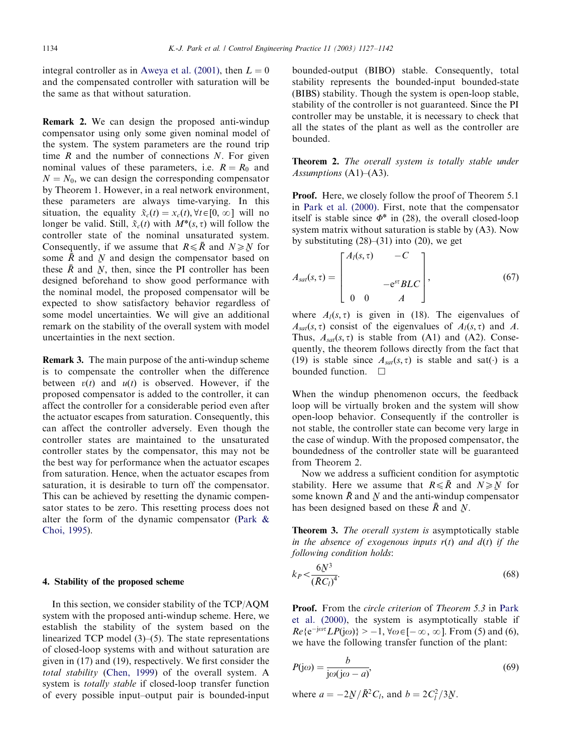integral controller as in Aweya et al. (2001), then $L = 0$ and the compensated controller with saturation will be the same as that without saturation.

**Remark 2.** We can design the proposed anti-windup compensator using only some given nominal model of the system. The system parameters are the round trip time $R$ and the number of connections $N$. For given nominal values of these parameters, i.e. $R = R_0$ and $N = N_0$, we can design the corresponding compensator by Theorem 1. However, in a real network environment, these parameters are always time-varying. In this situation, the equality $\tilde{x}_c(t) = x_c(t), \forall t \in [0, \infty]$ will no longer be valid. Still, $\tilde{x}_c(t)$ with $M^*(s, \tau)$ will follow the controller state of the nominal unsaturated system. Consequently, if we assume that $R \leqslant \bar{R}$ and $N \geqslant \underline{N}$ for some $\bar{R}$ and $\underline{N}$ and design the compensator based on these $\bar{R}$ and $\underline{N}$, then, since the PI controller has been designed beforehand to show good performance with the nominal model, the proposed compensator will be expected to show satisfactory behavior regardless of some model uncertainties. We will give an additional remark on the stability of the overall system with model uncertainties in the next section.

**Remark 3.** The main purpose of the anti-windup scheme is to compensate the controller when the difference between $v(t)$ and $u(t)$ is observed. However, if the proposed compensator is added to the controller, it can affect the controller for a considerable period even after the actuator escapes from saturation. Consequently, this can affect the controller adversely. Even though the controller states are maintained to the unsaturated controller states by the compensator, this may not be the best way for performance when the actuator escapes from saturation. Hence, when the actuator escapes from saturation, it is desirable to turn off the compensator. This can be achieved by resetting the dynamic compensator states to be zero. This resetting process does not alter the form of the dynamic compensator (Park & Choi, 1995).

## 4. Stability of the proposed scheme

In this section, we consider stability of the TCP/AQM system with the proposed anti-windup scheme. Here, we establish the stability of the system based on the linearized TCP model (3)–(5). The state representations of closed-loop systems with and without saturation are given in (17) and (19), respectively. We first consider the *total stability* (Chen, 1999) of the overall system. A system is *totally stable* if closed-loop transfer function of every possible input–output pair is bounded-input bounded-output (BIBO) stable. Consequently, total stability represents the bounded-input bounded-state (BIBS) stability. Though the system is open-loop stable, stability of the controller is not guaranteed. Since the PI controller may be unstable, it is necessary to check that all the states of the plant as well as the controller are bounded.

**Theorem 2.** *The overall system is totally stable under Assumptions* (A1)–(A3).

**Proof.** Here, we closely follow the proof of Theorem 5.1 in Park et al. (2000). First, note that the compensator itself is stable since $\Phi^*$ in (28), the overall closed-loop system matrix without saturation is stable by (A3). Now by substituting (28)–(31) into (20), we get

$$A_{sat}(s,\tau) = \begin{bmatrix} A_l(s,\tau) & & -C \\ & & -e^{s\tau}BLC \\ 0 & 0 & A \end{bmatrix}, \tag{67}$$

where $A_l(s,\tau)$ is given in (18). The eigenvalues of $A_{sat}(s,\tau)$ consist of the eigenvalues of $A_l(s,\tau)$ and $A$. Thus, $A_{sat}(s,\tau)$ is stable from (A1) and (A2). Consequently, the theorem follows directly from the fact that (19) is stable since $A_{sat}(s,\tau)$ is stable and sat($\cdot$) is a bounded function. $\square$

When the windup phenomenon occurs, the feedback loop will be virtually broken and the system will show open-loop behavior. Consequently if the controller is not stable, the controller state can become very large in the case of windup. With the proposed compensator, the boundedness of the controller state will be guaranteed from Theorem 2.

Now we address a sufficient condition for asymptotic stability. Here we assume that $R \leqslant \bar{R}$ and $N \geqslant \underline{N}$ for some known $\bar{R}$ and $\underline{N}$ and the anti-windup compensator has been designed based on these $\bar{R}$ and $\underline{N}$.

**Theorem 3.** *The overall system is* asymptotically stable *in the absence of exogenous inputs $r(t)$ and $d(t)$ if the following condition holds*:

$$k_P < \frac{6\underline{N}^3}{(\bar{R}C_l)^4}. \tag{68}$$

**Proof.** From the *circle criterion* of *Theorem 5.3* in Park et al. (2000), the system is asymptotically stable if $Re\{e^{-j\omega\tau}LP(j\omega)\} > -1, \forall\omega \in [-\infty, \infty]$. From (5) and (6), we have the following transfer function of the plant:

$$P(j\omega) = \frac{b}{j\omega(j\omega - a)}, \tag{69}$$

where $a = -2\underline{N}/\bar{R}^2C_l$, and $b = 2C_l^2/3\underline{N}$.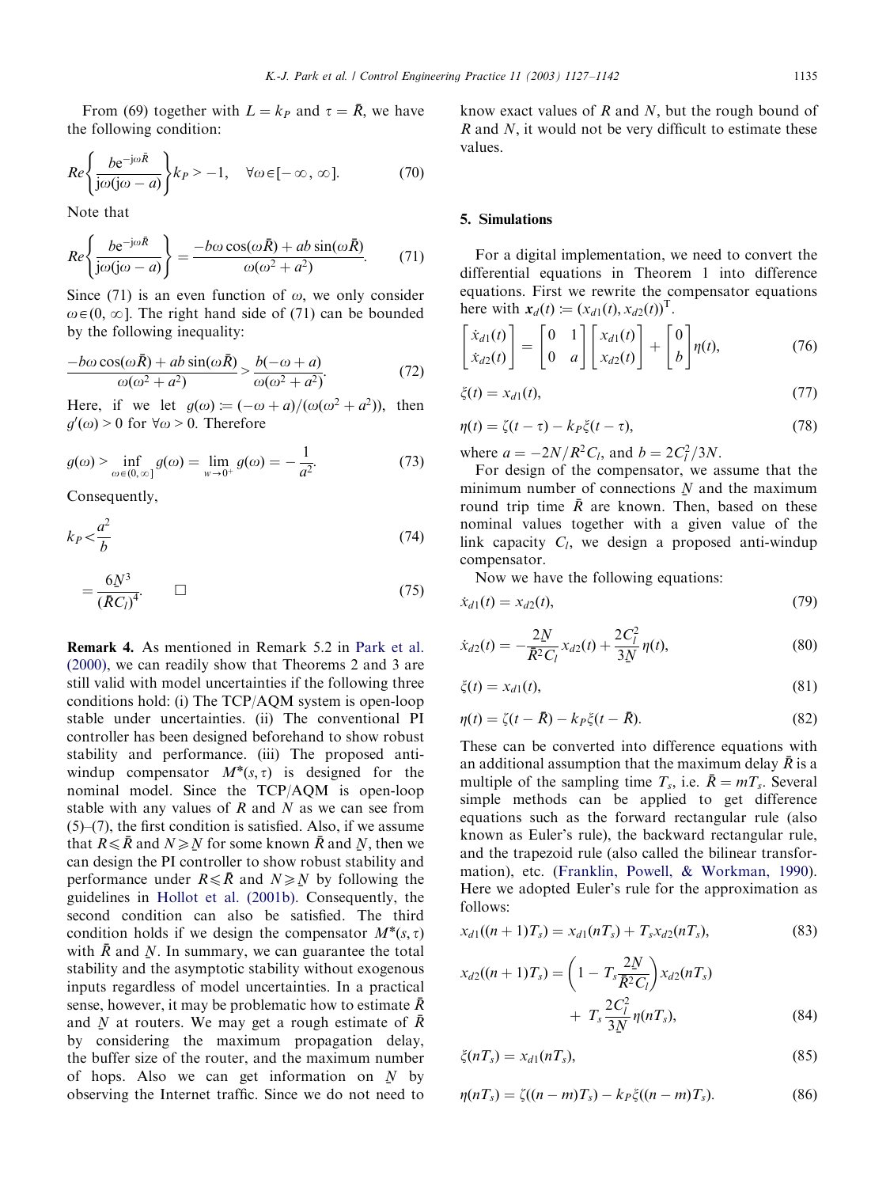From (69) together with $L = k_P$ and $\tau = \bar{R}$, we have the following condition:

$$Re\left\{\frac{b e^{-j\omega\bar{R}}}{j\omega(j\omega - a)}\right\} k_P > -1, \quad \forall \omega \in [-\infty, \infty]. \tag{70}$$

Note that

$$Re\left\{\frac{b e^{-j\omega\bar{R}}}{j\omega(j\omega - a)}\right\} = \frac{-b\omega\cos(\omega\bar{R}) + ab\sin(\omega\bar{R})}{\omega(\omega^2 + a^2)}. \tag{71}$$

Since (71) is an even function of $\omega$, we only consider $\omega \in (0, \infty]$. The right hand side of (71) can be bounded by the following inequality:

$$\frac{-b\omega\cos(\omega\bar{R}) + ab\sin(\omega\bar{R})}{\omega(\omega^2 + a^2)} > \frac{b(-\omega + a)}{\omega(\omega^2 + a^2)}. \tag{72}$$

Here, if we let $g(\omega) := (-\omega + a)/(\omega(\omega^2 + a^2))$, then $g'(\omega) > 0$ for $\forall \omega > 0$. Therefore

$$g(\omega) > \inf_{\omega \in (0,\infty]} g(\omega) = \lim_{w \to 0^+} g(\omega) = -\frac{1}{a^2}. \tag{73}$$

Consequently,

$$k_P < \frac{a^2}{b} \tag{74}$$

$$= \frac{6\underline{N}^3}{(\bar{R}C_l)^4}. \qquad \square \tag{75}$$

**Remark 4.** As mentioned in Remark 5.2 in Park et al. (2000), we can readily show that Theorems 2 and 3 are still valid with model uncertainties if the following three conditions hold: (i) The TCP/AQM system is open-loop stable under uncertainties. (ii) The conventional PI controller has been designed beforehand to show robust stability and performance. (iii) The proposed anti-windup compensator $M^*(s, \tau)$ is designed for the nominal model. Since the TCP/AQM is open-loop stable with any values of $R$ and $N$ as we can see from (5)–(7), the first condition is satisfied. Also, if we assume that $R \leqslant \bar{R}$ and $N \geqslant \underline{N}$ for some known $\bar{R}$ and $\underline{N}$, then we can design the PI controller to show robust stability and performance under $R \leqslant \bar{R}$ and $N \geqslant \underline{N}$ by following the guidelines in Hollot et al. (2001b). Consequently, the second condition can also be satisfied. The third condition holds if we design the compensator $M^*(s, \tau)$ with $\bar{R}$ and $\underline{N}$. In summary, we can guarantee the total stability and the asymptotic stability without exogenous inputs regardless of model uncertainties. In a practical sense, however, it may be problematic how to estimate $\bar{R}$ and $\underline{N}$ at routers. We may get a rough estimate of $\bar{R}$ by considering the maximum propagation delay, the buffer size of the router, and the maximum number of hops. Also we can get information on $\underline{N}$ by observing the Internet traffic. Since we do not need to know exact values of $R$ and $N$, but the rough bound of $R$ and $N$, it would not be very difficult to estimate these values.

## 5. Simulations

For a digital implementation, we need to convert the differential equations in Theorem 1 into difference equations. First we rewrite the compensator equations here with $\boldsymbol{x}_d(t) := (x_{d1}(t), x_{d2}(t))^{\mathrm{T}}$.

$$\begin{bmatrix} \dot{x}_{d1}(t) \\ \dot{x}_{d2}(t) \end{bmatrix} = \begin{bmatrix} 0 & 1 \\ 0 & a \end{bmatrix} \begin{bmatrix} x_{d1}(t) \\ x_{d2}(t) \end{bmatrix} + \begin{bmatrix} 0 \\ b \end{bmatrix} \eta(t), \tag{76}$$

$$\xi(t) = x_{d1}(t), \tag{77}$$

$$\eta(t) = \zeta(t - \tau) - k_P \xi(t - \tau), \tag{78}$$

where $a = -2N/R^2C_l$, and $b = 2C_l^2/3N$.

For design of the compensator, we assume that the minimum number of connections $\underline{N}$ and the maximum round trip time $\bar{R}$ are known. Then, based on these nominal values together with a given value of the link capacity $C_l$, we design a proposed anti-windup compensator.

Now we have the following equations:

$$\dot{x}_{d1}(t) = x_{d2}(t), \tag{79}$$

$$\dot{x}_{d2}(t) = -\frac{2\underline{N}}{\bar{R}^2 C_l} x_{d2}(t) + \frac{2C_l^2}{3\underline{N}} \eta(t), \tag{80}$$

$$\xi(t) = x_{d1}(t), \tag{81}$$

$$\eta(t) = \zeta(t - \bar{R}) - k_P \xi(t - \bar{R}). \tag{82}$$

These can be converted into difference equations with an additional assumption that the maximum delay $\bar{R}$ is a multiple of the sampling time $T_s$, i.e. $\bar{R} = mT_s$. Several simple methods can be applied to get difference equations such as the forward rectangular rule (also known as Euler's rule), the backward rectangular rule, and the trapezoid rule (also called the bilinear transformation), etc. (Franklin, Powell, & Workman, 1990). Here we adopted Euler's rule for the approximation as follows:

$$x_{d1}((n+1)T_s) = x_{d1}(nT_s) + T_s x_{d2}(nT_s), \tag{83}$$

$$x_{d2}((n+1)T_s) = \left(1 - T_s \frac{2\underline{N}}{\bar{R}^2 C_l}\right) x_{d2}(nT_s) + T_s \frac{2C_l^2}{3\underline{N}} \eta(nT_s), \tag{84}$$

$$\xi(nT_s) = x_{d1}(nT_s), \tag{85}$$

$$\eta(nT_s) = \zeta((n-m)T_s) - k_P \xi((n-m)T_s). \tag{86}$$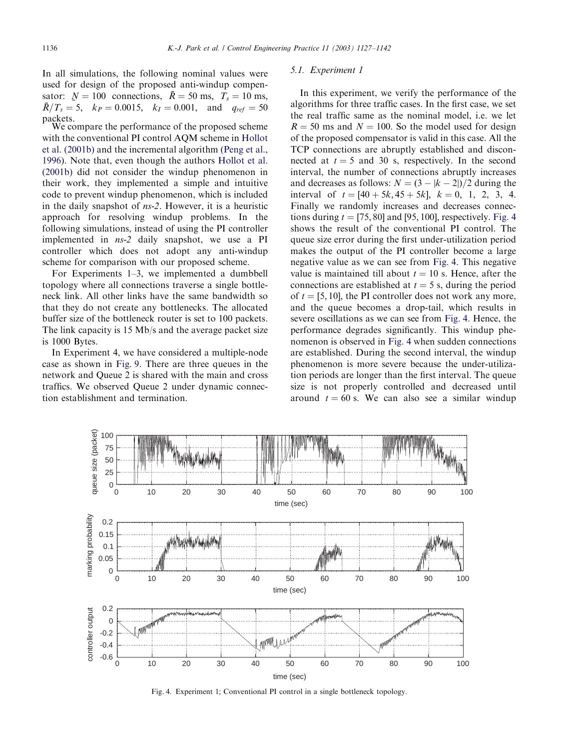In all simulations, the following nominal values were used for design of the proposed anti-windup compensator: $\underline{N} = 100$ connections, $\bar{R} = 50$ ms, $T_s = 10$ ms, $\bar{R}/T_s = 5$, $k_P = 0.0015$, $k_I = 0.001$, and $q_{ref} = 50$ packets.

We compare the performance of the proposed scheme with the conventional PI control AQM scheme in Hollot et al. (2001b) and the incremental algorithm (Peng et al., 1996). Note that, even though the authors Hollot et al. (2001b) did not consider the windup phenomenon in their work, they implemented a simple and intuitive code to prevent windup phenomenon, which is included in the daily snapshot of *ns-2*. However, it is a heuristic approach for resolving windup problems. In the following simulations, instead of using the PI controller implemented in *ns-2* daily snapshot, we use a PI controller which does not adopt any anti-windup scheme for comparison with our proposed scheme.

For Experiments 1–3, we implemented a dumbbell topology where all connections traverse a single bottleneck link. All other links have the same bandwidth so that they do not create any bottlenecks. The allocated buffer size of the bottleneck router is set to 100 packets. The link capacity is 15 Mb/s and the average packet size is 1000 Bytes.

In Experiment 4, we have considered a multiple-node case as shown in Fig. 9. There are three queues in the network and Queue 2 is shared with the main and cross traffics. We observed Queue 2 under dynamic connection establishment and termination.

### 5.1. Experiment 1

In this experiment, we verify the performance of the algorithms for three traffic cases. In the first case, we set the real traffic same as the nominal model, i.e. we let $R = 50$ ms and $N = 100$. So the model used for design of the proposed compensator is valid in this case. All the TCP connections are abruptly established and disconnected at $t = 5$ and 30 s, respectively. In the second interval, the number of connections abruptly increases and decreases as follows: $N = (3 - |k - 2|)/2$ during the interval of $t = [40 + 5k, 45 + 5k]$, $k = 0, 1, 2, 3, 4$. Finally we randomly increases and decreases connections during $t = [75, 80]$ and $[95, 100]$, respectively. Fig. 4 shows the result of the conventional PI control. The queue size error during the first under-utilization period makes the output of the PI controller become a large negative value as we can see from Fig. 4. This negative value is maintained till about $t = 10$ s. Hence, after the connections are established at $t = 5$ s, during the period of $t = [5, 10]$, the PI controller does not work any more, and the queue becomes a drop-tail, which results in severe oscillations as we can see from Fig. 4. Hence, the performance degrades significantly. This windup phenomenon is observed in Fig. 4 when sudden connections are established. During the second interval, the windup phenomenon is more severe because the under-utilization periods are longer than the first interval. The queue size is not properly controlled and decreased until around $t = 60$ s. We can also see a similar windup

Fig. 4. Experiment 1; Conventional PI control in a single bottleneck topology.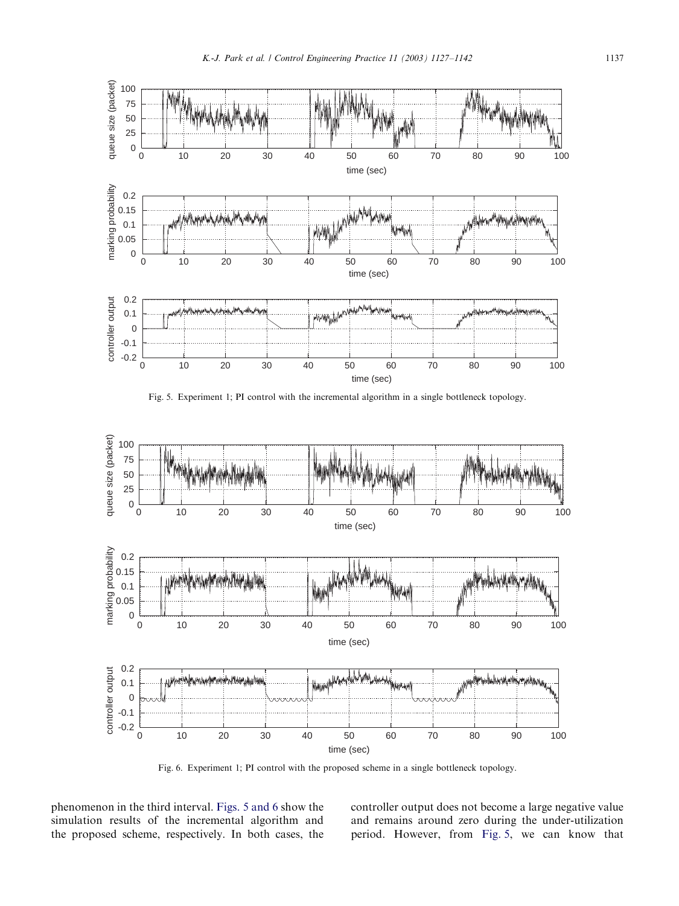Fig. 5. Experiment 1; PI control with the incremental algorithm in a single bottleneck topology.

Fig. 6. Experiment 1; PI control with the proposed scheme in a single bottleneck topology.

phenomenon in the third interval. Figs. 5 and 6 show the simulation results of the incremental algorithm and the proposed scheme, respectively. In both cases, the controller output does not become a large negative value and remains around zero during the under-utilization period. However, from Fig. 5, we can know that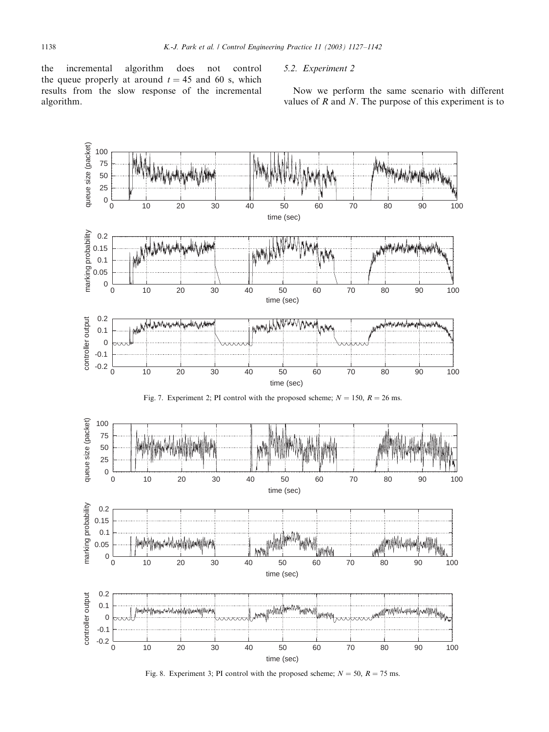the incremental algorithm does not control the queue properly at around $t = 45$ and 60 s, which results from the slow response of the incremental algorithm.

### 5.2. Experiment 2

Now we perform the same scenario with different values of $R$ and $N$. The purpose of this experiment is to

Fig. 7. Experiment 2; PI control with the proposed scheme; $N = 150$, $R = 26$ ms.

Fig. 8. Experiment 3; PI control with the proposed scheme; $N = 50$, $R = 75$ ms.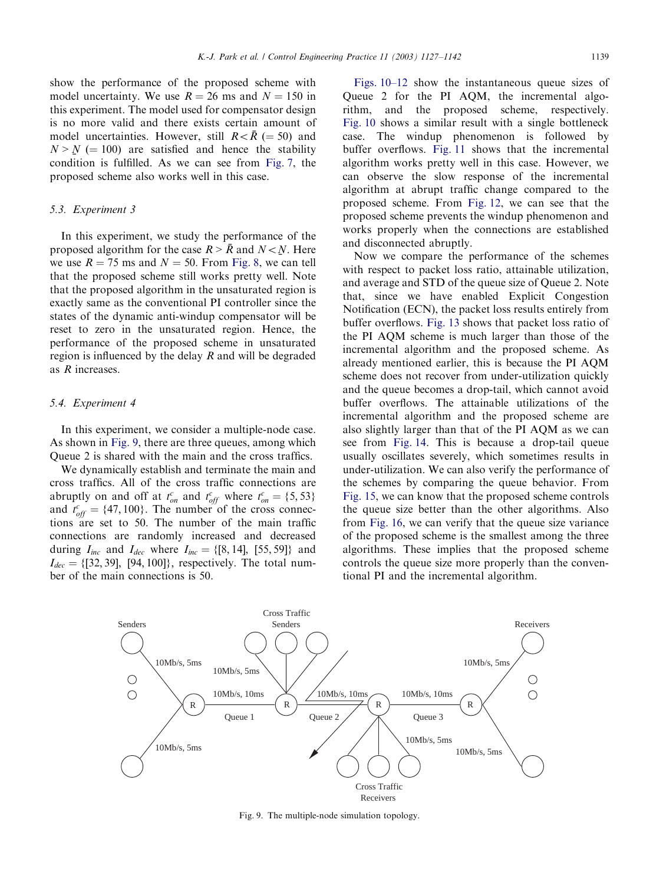show the performance of the proposed scheme with model uncertainty. We use $R = 26$ ms and $N = 150$ in this experiment. The model used for compensator design is no more valid and there exists certain amount of model uncertainties. However, still $R < \bar{R}$ $(= 50)$ and $N > \underline{N}$ $(= 100)$ are satisfied and hence the stability condition is fulfilled. As we can see from Fig. 7, the proposed scheme also works well in this case.

### 5.3. Experiment 3

In this experiment, we study the performance of the proposed algorithm for the case $R > \bar{R}$ and $N < \underline{N}$. Here we use $R = 75$ ms and $N = 50$. From Fig. 8, we can tell that the proposed scheme still works pretty well. Note that the proposed algorithm in the unsaturated region is exactly same as the conventional PI controller since the states of the dynamic anti-windup compensator will be reset to zero in the unsaturated region. Hence, the performance of the proposed scheme in unsaturated region is influenced by the delay $R$ and will be degraded as $R$ increases.

### 5.4. Experiment 4

In this experiment, we consider a multiple-node case. As shown in Fig. 9, there are three queues, among which Queue 2 is shared with the main and the cross traffics.

We dynamically establish and terminate the main and cross traffics. All of the cross traffic connections are abruptly on and off at $t_{on}^{c}$ and $t_{off}^{c}$ where $t_{on}^{c} = \{5, 53\}$ and $t_{off}^{c} = \{47, 100\}$. The number of the cross connections are set to 50. The number of the main traffic connections are randomly increased and decreased during $I_{inc}$ and $I_{dec}$ where $I_{inc} = \{[8, 14], [55, 59]\}$ and $I_{dec} = \{[32, 39], [94, 100]\}$, respectively. The total number of the main connections is 50.

Figs. 10–12 show the instantaneous queue sizes of Queue 2 for the PI AQM, the incremental algorithm, and the proposed scheme, respectively. Fig. 10 shows a similar result with a single bottleneck case. The windup phenomenon is followed by buffer overflows. Fig. 11 shows that the incremental algorithm works pretty well in this case. However, we can observe the slow response of the incremental algorithm at abrupt traffic change compared to the proposed scheme. From Fig. 12, we can see that the proposed scheme prevents the windup phenomenon and works properly when the connections are established and disconnected abruptly.

Now we compare the performance of the schemes with respect to packet loss ratio, attainable utilization, and average and STD of the queue size of Queue 2. Note that, since we have enabled Explicit Congestion Notification (ECN), the packet loss results entirely from buffer overflows. Fig. 13 shows that packet loss ratio of the PI AQM scheme is much larger than those of the incremental algorithm and the proposed scheme. As already mentioned earlier, this is because the PI AQM scheme does not recover from under-utilization quickly and the queue becomes a drop-tail, which cannot avoid buffer overflows. The attainable utilizations of the incremental algorithm and the proposed scheme are also slightly larger than that of the PI AQM as we can see from Fig. 14. This is because a drop-tail queue usually oscillates severely, which sometimes results in under-utilization. We can also verify the performance of the schemes by comparing the queue behavior. From Fig. 15, we can know that the proposed scheme controls the queue size better than the other algorithms. Also from Fig. 16, we can verify that the queue size variance of the proposed scheme is the smallest among the three algorithms. These implies that the proposed scheme controls the queue size more properly than the conventional PI and the incremental algorithm.

Fig. 9. The multiple-node simulation topology.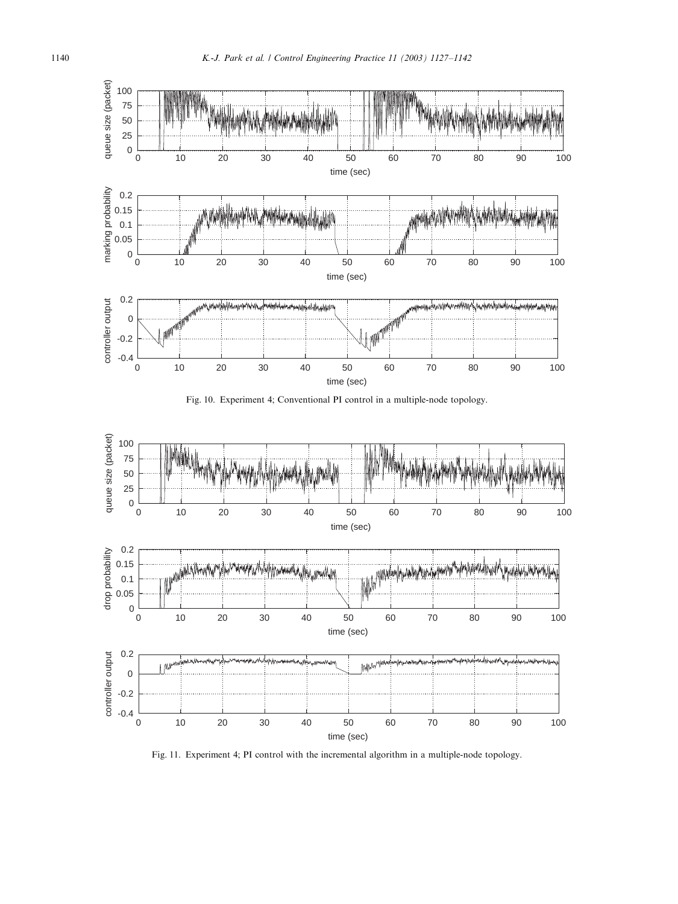Fig. 10. Experiment 4; Conventional PI control in a multiple-node topology.

Fig. 11. Experiment 4; PI control with the incremental algorithm in a multiple-node topology.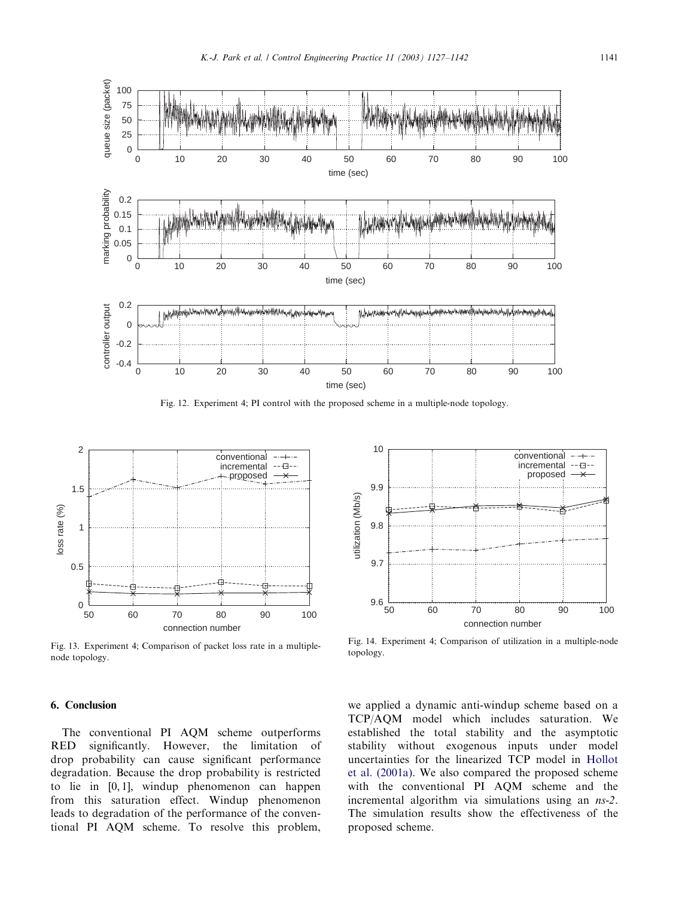Fig. 12. Experiment 4; PI control with the proposed scheme in a multiple-node topology.

Fig. 13. Experiment 4; Comparison of packet loss rate in a multiple-node topology.

Fig. 14. Experiment 4; Comparison of utilization in a multiple-node topology.

## 6. Conclusion

The conventional PI AQM scheme outperforms RED significantly. However, the limitation of drop probability can cause significant performance degradation. Because the drop probability is restricted to lie in $[0, 1]$, windup phenomenon can happen from this saturation effect. Windup phenomenon leads to degradation of the performance of the conventional PI AQM scheme. To resolve this problem, we applied a dynamic anti-windup scheme based on a TCP/AQM model which includes saturation. We established the total stability and the asymptotic stability without exogenous inputs under model uncertainties for the linearized TCP model in Hollot et al. (2001a). We also compared the proposed scheme with the conventional PI AQM scheme and the incremental algorithm via simulations using an *ns-2*. The simulation results show the effectiveness of the proposed scheme.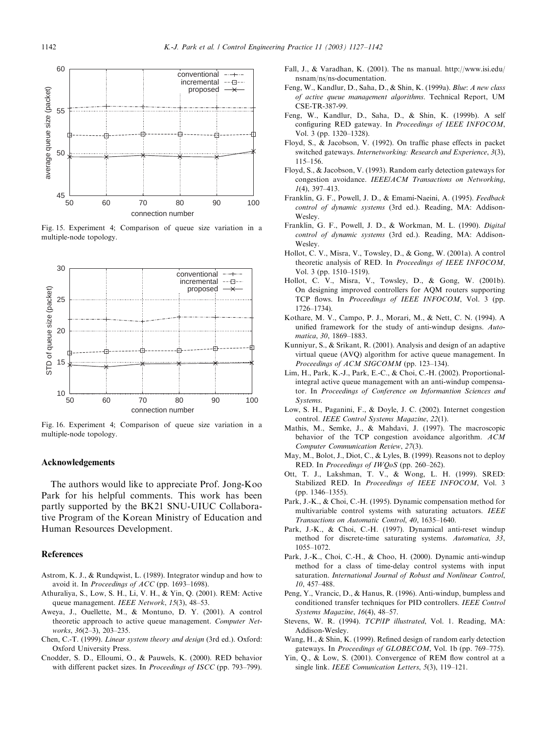60
conventional
incremental
proposed
average queue size (packet)
55
50
45
50 60 70 80 90 100
connection number

Fig. 15. Experiment 4; Comparison of queue size variation in a multiple-node topology.

30
conventional
incremental
proposed
STD of queue size (packet)
25
20
15
10
50 60 70 80 90 100
connection number

Fig. 16. Experiment 4; Comparison of queue size variation in a multiple-node topology.

## Acknowledgements

The authors would like to appreciate Prof. Jong-Koo Park for his helpful comments. This work has been partly supported by the BK21 SNU-UIUC Collaborative Program of the Korean Ministry of Education and Human Resources Development.

## References

Astrom, K. J., & Rundqwist, L. (1989). Integrator windup and how to avoid it. In *Proceedings of ACC* (pp. 1693–1698).

Athuraliya, S., Low, S. H., Li, V. H., & Yin, Q. (2001). REM: Active queue management. *IEEE Network*, *15*(3), 48–53.

Aweya, J., Ouellette, M., & Montuno, D. Y. (2001). A control theoretic approach to active queue management. *Computer Networks*, *36*(2–3), 203–235.

Chen, C.-T. (1999). *Linear system theory and design* (3rd ed.). Oxford: Oxford University Press.

Cnodder, S. D., Elloumi, O., & Pauwels, K. (2000). RED behavior with different packet sizes. In *Proceedings of ISCC* (pp. 793–799).

Fall, J., & Varadhan, K. (2001). The ns manual. http://www.isi.edu/nsnam/ns/ns-documentation.

Feng, W., Kandlur, D., Saha, D., & Shin, K. (1999a). *Blue*: *A new class of active queue management algorithms*. Technical Report, UM CSE-TR-387-99.

Feng, W., Kandlur, D., Saha, D., & Shin, K. (1999b). A self configuring RED gateway. In *Proceedings of IEEE INFOCOM*, Vol. 3 (pp. 1320–1328).

Floyd, S., & Jacobson, V. (1992). On traffic phase effects in packet switched gateways. *Internetworking: Research and Experience*, *3*(3), 115–156.

Floyd, S., & Jacobson, V. (1993). Random early detection gateways for congestion avoidance. *IEEE/ACM Transactions on Networking*, *1*(4), 397–413.

Franklin, G. F., Powell, J. D., & Emami-Naeini, A. (1995). *Feedback control of dynamic systems* (3rd ed.). Reading, MA: Addison-Wesley.

Franklin, G. F., Powell, J. D., & Workman, M. L. (1990). *Digital control of dynamic systems* (3rd ed.). Reading, MA: Addison-Wesley.

Hollot, C. V., Misra, V., Towsley, D., & Gong, W. (2001a). A control theoretic analysis of RED. In *Proceedings of IEEE INFOCOM*, Vol. 3 (pp. 1510–1519).

Hollot, C. V., Misra, V., Towsley, D., & Gong, W. (2001b). On designing improved controllers for AQM routers supporting TCP flows. In *Proceedings of IEEE INFOCOM*, Vol. 3 (pp. 1726–1734).

Kothare, M. V., Campo, P. J., Morari, M., & Nett, C. N. (1994). A unified framework for the study of anti-windup designs. *Automatica*, *30*, 1869–1883.

Kunniyur, S., & Srikant, R. (2001). Analysis and design of an adaptive virtual queue (AVQ) algorithm for active queue management. In *Proceedings of ACM SIGCOMM* (pp. 123–134).

Lim, H., Park, K.-J., Park, E.-C., & Choi, C.-H. (2002). Proportional-integral active queue management with an anti-windup compensator. In *Proceedings of Conference on Informantion Sciences and Systems*.

Low, S. H., Paganini, F., & Doyle, J. C. (2002). Internet congestion control. *IEEE Control Systems Magazine*, *22*(1).

Mathis, M., Semke, J., & Mahdavi, J. (1997). The macroscopic behavior of the TCP congestion avoidance algorithm. *ACM Computer Communication Review*, *27*(3).

May, M., Bolot, J., Diot, C., & Lyles, B. (1999). Reasons not to deploy RED. In *Proceedings of IWQoS* (pp. 260–262).

Ott, T. J., Lakshman, T. V., & Wong, L. H. (1999). SRED: Stabilized RED. In *Proceedings of IEEE INFOCOM*, Vol. 3 (pp. 1346–1355).

Park, J.-K., & Choi, C.-H. (1995). Dynamic compensation method for multivariable control systems with saturating actuators. *IEEE Transactions on Automatic Control*, *40*, 1635–1640.

Park, J.-K., & Choi, C.-H. (1997). Dynamical anti-reset windup method for discrete-time saturating systems. *Automatica*, *33*, 1055–1072.

Park, J.-K., Choi, C.-H., & Choo, H. (2000). Dynamic anti-windup method for a class of time-delay control systems with input saturation. *International Journal of Robust and Nonlinear Control*, *10*, 457–488.

Peng, Y., Vrancic, D., & Hanus, R. (1996). Anti-windup, bumpless and conditioned transfer techniques for PID controllers. *IEEE Control Systems Magazine*, *16*(4), 48–57.

Stevens, W. R. (1994). *TCP/IP illustrated*, Vol. 1. Reading, MA: Addison-Wesley.

Wang, H., & Shin, K. (1999). Refined design of random early detection gateways. In *Proceedings of GLOBECOM*, Vol. 1b (pp. 769–775).

Yin, Q., & Low, S. (2001). Convergence of REM flow control at a single link. *IEEE Comunication Letters*, *5*(3), 119–121.